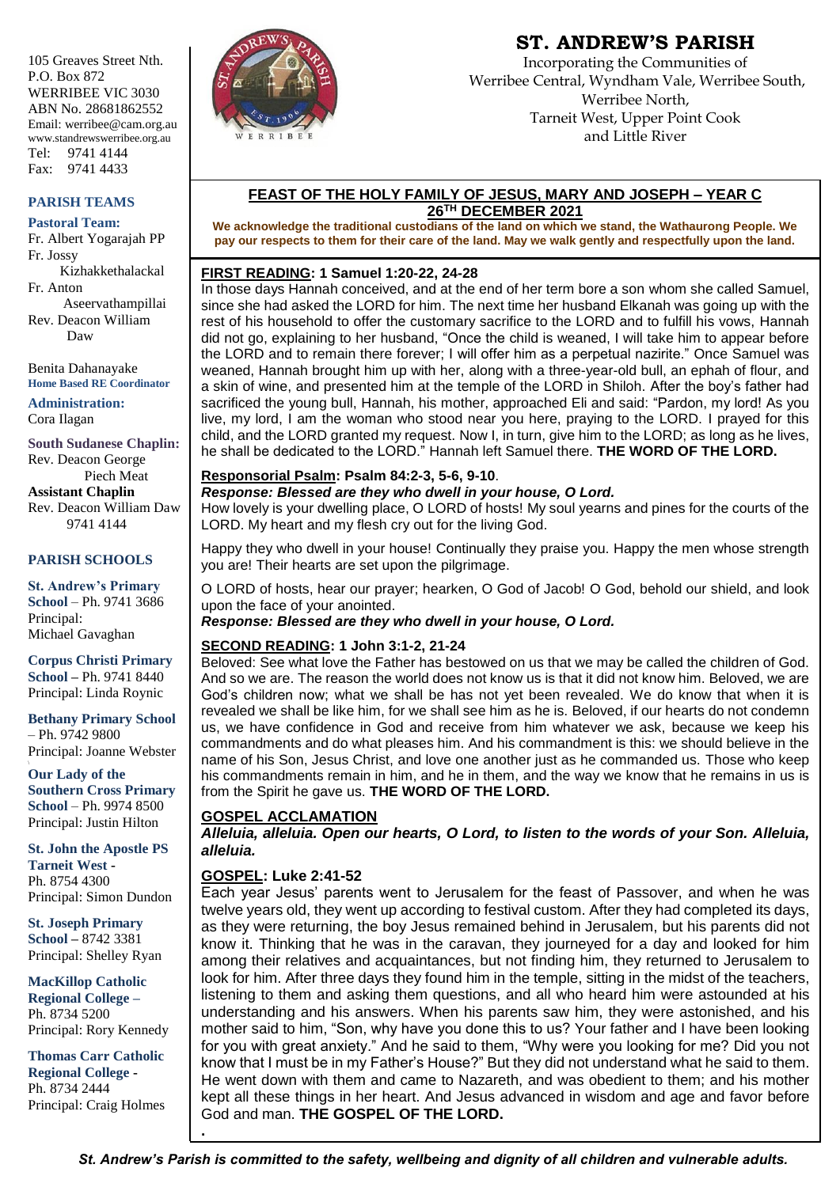# ST. ANDREW'S PARISH

Incorporating the Communities of
Werribee Central, Wyndham Vale, Werribee South,
Werribee North,
Tarneit West, Upper Point Cook
and Little River

105 Greaves Street Nth.
P.O. Box 872
WERRIBEE VIC 3030
ABN No. 28681862552
Email: werribee@cam.org.au
www.standrewswerribee.org.au
Tel: 9741 4144
Fax: 9741 4433

## PARISH TEAMS

**Pastoral Team:**
Fr. Albert Yogarajah PP
Fr. Jossy Kizhakkethalackal
Fr. Anton Aseervathampillai
Rev. Deacon William Daw

Benita Dahanayake
**Home Based RE Coordinator**

**Administration:**
Cora Ilagan

**South Sudanese Chaplin:**
Rev. Deacon George Piech Meat
**Assistant Chaplin**
Rev. Deacon William Daw
9741 4144

## PARISH SCHOOLS

**St. Andrew's Primary School** – Ph. 9741 3686
Principal: Michael Gavaghan

**Corpus Christi Primary School** – Ph. 9741 8440
Principal: Linda Roynic

**Bethany Primary School** – Ph. 9742 9800
Principal: Joanne Webster

**Our Lady of the Southern Cross Primary School** – Ph. 9974 8500
Principal: Justin Hilton

**St. John the Apostle PS Tarneit West** -
Ph. 8754 4300
Principal: Simon Dundon

**St. Joseph Primary School** – 8742 3381
Principal: Shelley Ryan

**MacKillop Catholic Regional College** –
Ph. 8734 5200
Principal: Rory Kennedy

**Thomas Carr Catholic Regional College** -
Ph. 8734 2444
Principal: Craig Holmes

## FEAST OF THE HOLY FAMILY OF JESUS, MARY AND JOSEPH – YEAR C
## 26TH DECEMBER 2021

**We acknowledge the traditional custodians of the land on which we stand, the Wathaurong People. We pay our respects to them for their care of the land. May we walk gently and respectfully upon the land.**

**FIRST READING: 1 Samuel 1:20-22, 24-28**

In those days Hannah conceived, and at the end of her term bore a son whom she called Samuel, since she had asked the LORD for him. The next time her husband Elkanah was going up with the rest of his household to offer the customary sacrifice to the LORD and to fulfill his vows, Hannah did not go, explaining to her husband, "Once the child is weaned, I will take him to appear before the LORD and to remain there forever; I will offer him as a perpetual nazirite." Once Samuel was weaned, Hannah brought him up with her, along with a three-year-old bull, an ephah of flour, and a skin of wine, and presented him at the temple of the LORD in Shiloh. After the boy's father had sacrificed the young bull, Hannah, his mother, approached Eli and said: "Pardon, my lord! As you live, my lord, I am the woman who stood near you here, praying to the LORD. I prayed for this child, and the LORD granted my request. Now I, in turn, give him to the LORD; as long as he lives, he shall be dedicated to the LORD." Hannah left Samuel there. **THE WORD OF THE LORD.**

**Responsorial Psalm: Psalm 84:2-3, 5-6, 9-10**.
***Response: Blessed are they who dwell in your house, O Lord.***

How lovely is your dwelling place, O LORD of hosts! My soul yearns and pines for the courts of the LORD. My heart and my flesh cry out for the living God.

Happy they who dwell in your house! Continually they praise you. Happy the men whose strength you are! Their hearts are set upon the pilgrimage.

O LORD of hosts, hear our prayer; hearken, O God of Jacob! O God, behold our shield, and look upon the face of your anointed.
***Response: Blessed are they who dwell in your house, O Lord.***

**SECOND READING: 1 John 3:1-2, 21-24**

Beloved: See what love the Father has bestowed on us that we may be called the children of God. And so we are. The reason the world does not know us is that it did not know him. Beloved, we are God's children now; what we shall be has not yet been revealed. We do know that when it is revealed we shall be like him, for we shall see him as he is. Beloved, if our hearts do not condemn us, we have confidence in God and receive from him whatever we ask, because we keep his commandments and do what pleases him. And his commandment is this: we should believe in the name of his Son, Jesus Christ, and love one another just as he commanded us. Those who keep his commandments remain in him, and he in them, and the way we know that he remains in us is from the Spirit he gave us. **THE WORD OF THE LORD.**

**GOSPEL ACCLAMATION**

***Alleluia, alleluia. Open our hearts, O Lord, to listen to the words of your Son. Alleluia, alleluia.***

**GOSPEL: Luke 2:41-52**

Each year Jesus' parents went to Jerusalem for the feast of Passover, and when he was twelve years old, they went up according to festival custom. After they had completed its days, as they were returning, the boy Jesus remained behind in Jerusalem, but his parents did not know it. Thinking that he was in the caravan, they journeyed for a day and looked for him among their relatives and acquaintances, but not finding him, they returned to Jerusalem to look for him. After three days they found him in the temple, sitting in the midst of the teachers, listening to them and asking them questions, and all who heard him were astounded at his understanding and his answers. When his parents saw him, they were astonished, and his mother said to him, "Son, why have you done this to us? Your father and I have been looking for you with great anxiety." And he said to them, "Why were you looking for me? Did you not know that I must be in my Father's House?" But they did not understand what he said to them. He went down with them and came to Nazareth, and was obedient to them; and his mother kept all these things in her heart. And Jesus advanced in wisdom and age and favor before God and man. **THE GOSPEL OF THE LORD.**

*St. Andrew's Parish is committed to the safety, wellbeing and dignity of all children and vulnerable adults.*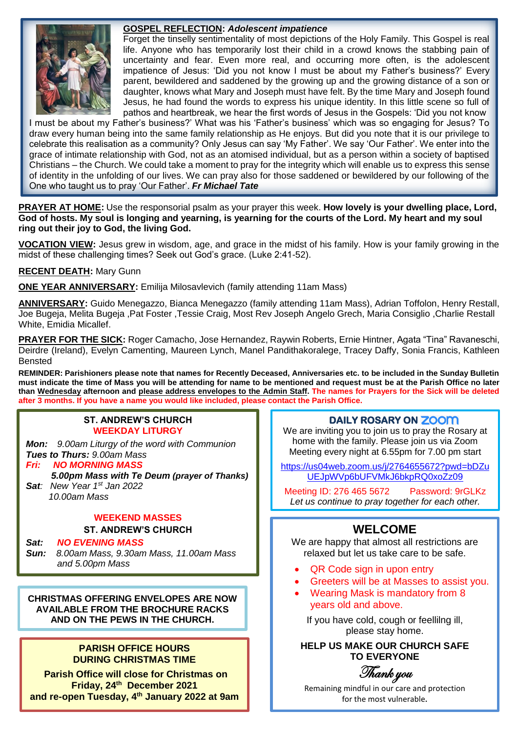**GOSPEL REFLECTION:** ***Adolescent impatience***

Forget the tinselly sentimentality of most depictions of the Holy Family. This Gospel is real life. Anyone who has temporarily lost their child in a crowd knows the stabbing pain of uncertainty and fear. Even more real, and occurring more often, is the adolescent impatience of Jesus: 'Did you not know I must be about my Father's business?' Every parent, bewildered and saddened by the growing up and the growing distance of a son or daughter, knows what Mary and Joseph must have felt. By the time Mary and Joseph found Jesus, he had found the words to express his unique identity. In this little scene so full of pathos and heartbreak, we hear the first words of Jesus in the Gospels: 'Did you not know I must be about my Father's business?' What was his 'Father's business' which was so engaging for Jesus? To draw every human being into the same family relationship as He enjoys. But did you note that it is our privilege to celebrate this realisation as a community? Only Jesus can say 'My Father'. We say 'Our Father'. We enter into the grace of intimate relationship with God, not as an atomised individual, but as a person within a society of baptised Christians – the Church. We could take a moment to pray for the integrity which will enable us to express this sense of identity in the unfolding of our lives. We can pray also for those saddened or bewildered by our following of the One who taught us to pray 'Our Father'. ***Fr Michael Tate***

**PRAYER AT HOME:** Use the responsorial psalm as your prayer this week. **How lovely is your dwelling place, Lord, God of hosts. My soul is longing and yearning, is yearning for the courts of the Lord. My heart and my soul ring out their joy to God, the living God.**

**VOCATION VIEW:** Jesus grew in wisdom, age, and grace in the midst of his family. How is your family growing in the midst of these challenging times? Seek out God's grace. (Luke 2:41-52).

**RECENT DEATH:** Mary Gunn

**ONE YEAR ANNIVERSARY:** Emilija Milosavlevich (family attending 11am Mass)

**ANNIVERSARY:** Guido Menegazzo, Bianca Menegazzo (family attending 11am Mass), Adrian Toffolon, Henry Restall, Joe Bugeja, Melita Bugeja ,Pat Foster ,Tessie Craig, Most Rev Joseph Angelo Grech, Maria Consiglio ,Charlie Restall White, Emidia Micallef.

**PRAYER FOR THE SICK:** Roger Camacho, Jose Hernandez, Raywin Roberts, Ernie Hintner, Agata "Tina" Ravaneschi, Deirdre (Ireland), Evelyn Camenting, Maureen Lynch, Manel Pandithakoralege, Tracey Daffy, Sonia Francis, Kathleen Bensted

**REMINDER: Parishioners please note that names for Recently Deceased, Anniversaries etc. to be included in the Sunday Bulletin must indicate the time of Mass you will be attending for name to be mentioned and request must be at the Parish Office no later than Wednesday afternoon and please address envelopes to the Admin Staff. The names for Prayers for the Sick will be deleted after 3 months. If you have a name you would like included, please contact the Parish Office.**

**ST. ANDREW'S CHURCH**
**WEEKDAY LITURGY**

***Mon:*** *9.00am Liturgy of the word with Communion*
***Tues to Thurs:*** *9.00am Mass*
***Fri:*** ***NO MORNING MASS***
***5.00pm Mass with Te Deum (prayer of Thanks)***
***Sat:*** *New Year 1st Jan 2022*
*10.00am Mass*

**WEEKEND MASSES**
**ST. ANDREW'S CHURCH**

***Sat:*** ***NO EVENING MASS***
***Sun:*** *8.00am Mass, 9.30am Mass, 11.00am Mass and 5.00pm Mass*

**CHRISTMAS OFFERING ENVELOPES ARE NOW AVAILABLE FROM THE BROCHURE RACKS AND ON THE PEWS IN THE CHURCH.**

**PARISH OFFICE HOURS DURING CHRISTMAS TIME**

**Parish Office will close for Christmas on Friday, 24th December 2021 and re-open Tuesday, 4th January 2022 at 9am**

**DAILY ROSARY ON ZOOM**

We are inviting you to join us to pray the Rosary at home with the family. Please join us via Zoom Meeting every night at 6.55pm for 7.00 pm start

https://us04web.zoom.us/j/2764655672?pwd=bDZuUEJpWVp6bUFVMkJ6bkpRQ0xoZz09

Meeting ID: 276 465 5672 Password: 9rGLKz

*Let us continue to pray together for each other.*

## WELCOME

We are happy that almost all restrictions are relaxed but let us take care to be safe.

- QR Code sign in upon entry
- Greeters will be at Masses to assist you.
- Wearing Mask is mandatory from 8 years old and above.

If you have cold, cough or feellilng ill, please stay home.

**HELP US MAKE OUR CHURCH SAFE TO EVERYONE**

*Thank you*

Remaining mindful in our care and protection for the most vulnerable.